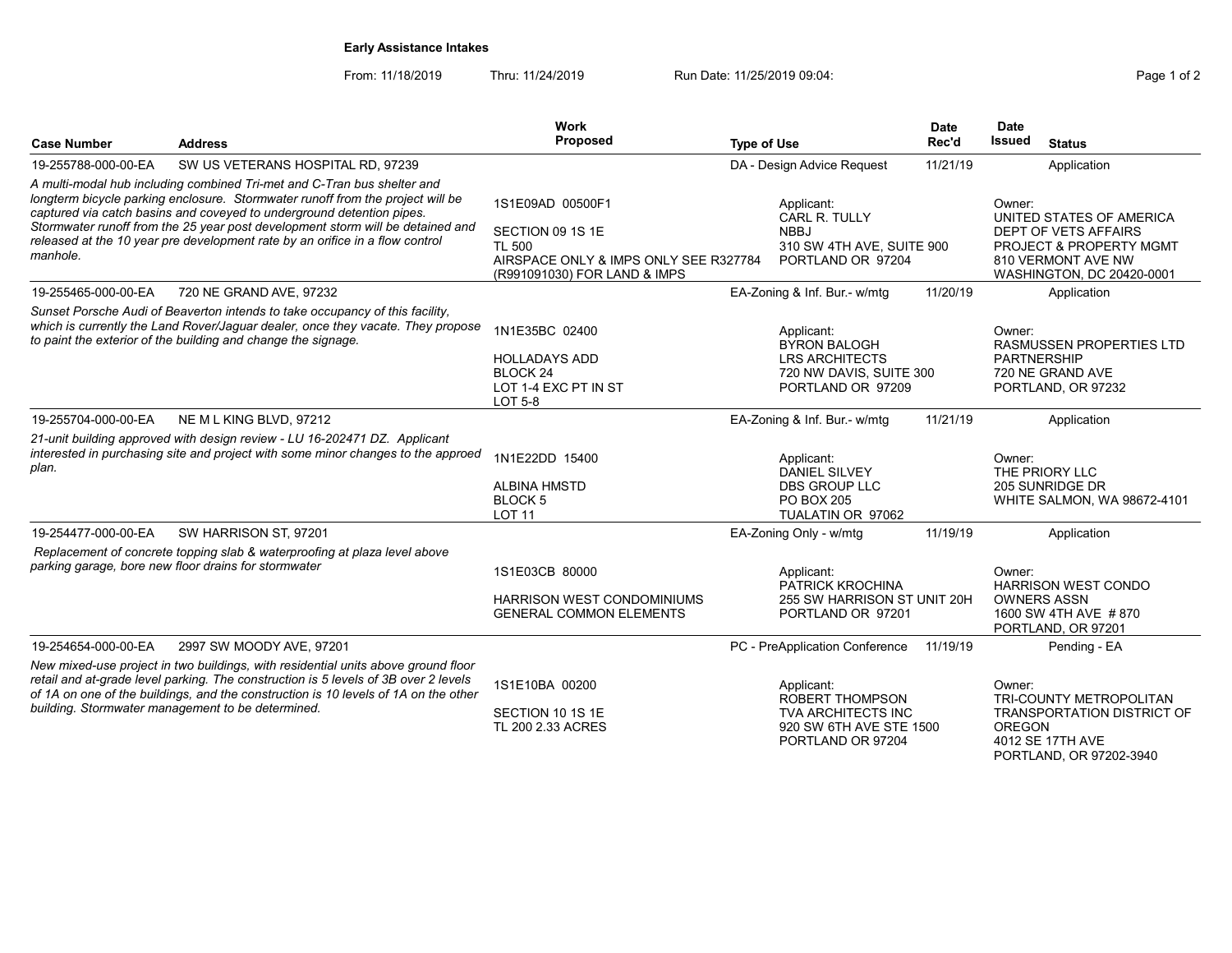# Early Assistance Intakes

From: 11/18/2019 Thru: 11/24/2019 Run Date: 11/25/2019 09:04:

| Case Number | Address | Work Proposed | Type of Use | Date Rec'd | Date Issued | Status |
|---|---|---|---|---|---|---|
| 19-255788-000-00-EA | SW US VETERANS HOSPITAL RD, 97239 | | DA - Design Advice Request | 11/21/19 | | Application |
| *A multi-modal hub including combined Tri-met and C-Tran bus shelter and longterm bicycle parking enclosure. Stormwater runoff from the project will be captured via catch basins and coveyed to underground detention pipes. Stormwater runoff from the 25 year post development storm will be detained and released at the 10 year pre development rate by an orifice in a flow control manhole.* | | 1S1E09AD 00500F1<br><br>SECTION 09 1S 1E<br>TL 500<br>AIRSPACE ONLY & IMPS ONLY SEE R327784 (R991091030) FOR LAND & IMPS | Applicant:<br>CARL R. TULLY<br>NBBJ<br>310 SW 4TH AVE, SUITE 900<br>PORTLAND OR 97204 | | Owner:<br>UNITED STATES OF AMERICA<br>DEPT OF VETS AFFAIRS<br>PROJECT & PROPERTY MGMT<br>810 VERMONT AVE NW<br>WASHINGTON, DC 20420-0001 | |
| 19-255465-000-00-EA | 720 NE GRAND AVE, 97232 | | EA-Zoning & Inf. Bur.- w/mtg | 11/20/19 | | Application |
| *Sunset Porsche Audi of Beaverton intends to take occupancy of this facility, which is currently the Land Rover/Jaguar dealer, once they vacate. They propose to paint the exterior of the building and change the signage.* | | 1N1E35BC 02400<br><br>HOLLADAYS ADD<br>BLOCK 24<br>LOT 1-4 EXC PT IN ST<br>LOT 5-8 | Applicant:<br>BYRON BALOGH<br>LRS ARCHITECTS<br>720 NW DAVIS, SUITE 300<br>PORTLAND OR 97209 | | Owner:<br>RASMUSSEN PROPERTIES LTD PARTNERSHIP<br>720 NE GRAND AVE<br>PORTLAND, OR 97232 | |
| 19-255704-000-00-EA | NE M L KING BLVD, 97212 | | EA-Zoning & Inf. Bur.- w/mtg | 11/21/19 | | Application |
| *21-unit building approved with design review - LU 16-202471 DZ. Applicant interested in purchasing site and project with some minor changes to the approed plan.* | | 1N1E22DD 15400<br><br>ALBINA HMSTD<br>BLOCK 5<br>LOT 11 | Applicant:<br>DANIEL SILVEY<br>DBS GROUP LLC<br>PO BOX 205<br>TUALATIN OR 97062 | | Owner:<br>THE PRIORY LLC<br>205 SUNRIDGE DR<br>WHITE SALMON, WA 98672-4101 | |
| 19-254477-000-00-EA | SW HARRISON ST, 97201 | | EA-Zoning Only - w/mtg | 11/19/19 | | Application |
| *Replacement of concrete topping slab & waterproofing at plaza level above parking garage, bore new floor drains for stormwater* | | 1S1E03CB 80000<br><br>HARRISON WEST CONDOMINIUMS<br>GENERAL COMMON ELEMENTS | Applicant:<br>PATRICK KROCHINA<br>255 SW HARRISON ST UNIT 20H<br>PORTLAND OR 97201 | | Owner:<br>HARRISON WEST CONDO OWNERS ASSN<br>1600 SW 4TH AVE # 870<br>PORTLAND, OR 97201 | |
| 19-254654-000-00-EA | 2997 SW MOODY AVE, 97201 | | PC - PreApplication Conference | 11/19/19 | | Pending - EA |
| *New mixed-use project in two buildings, with residential units above ground floor retail and at-grade level parking. The construction is 5 levels of 3B over 2 levels of 1A on one of the buildings, and the construction is 10 levels of 1A on the other building. Stormwater management to be determined.* | | 1S1E10BA 00200<br><br>SECTION 10 1S 1E<br>TL 200 2.33 ACRES | Applicant:<br>ROBERT THOMPSON<br>TVA ARCHITECTS INC<br>920 SW 6TH AVE STE 1500<br>PORTLAND OR 97204 | | Owner:<br>TRI-COUNTY METROPOLITAN TRANSPORTATION DISTRICT OF OREGON<br>4012 SE 17TH AVE<br>PORTLAND, OR 97202-3940 | |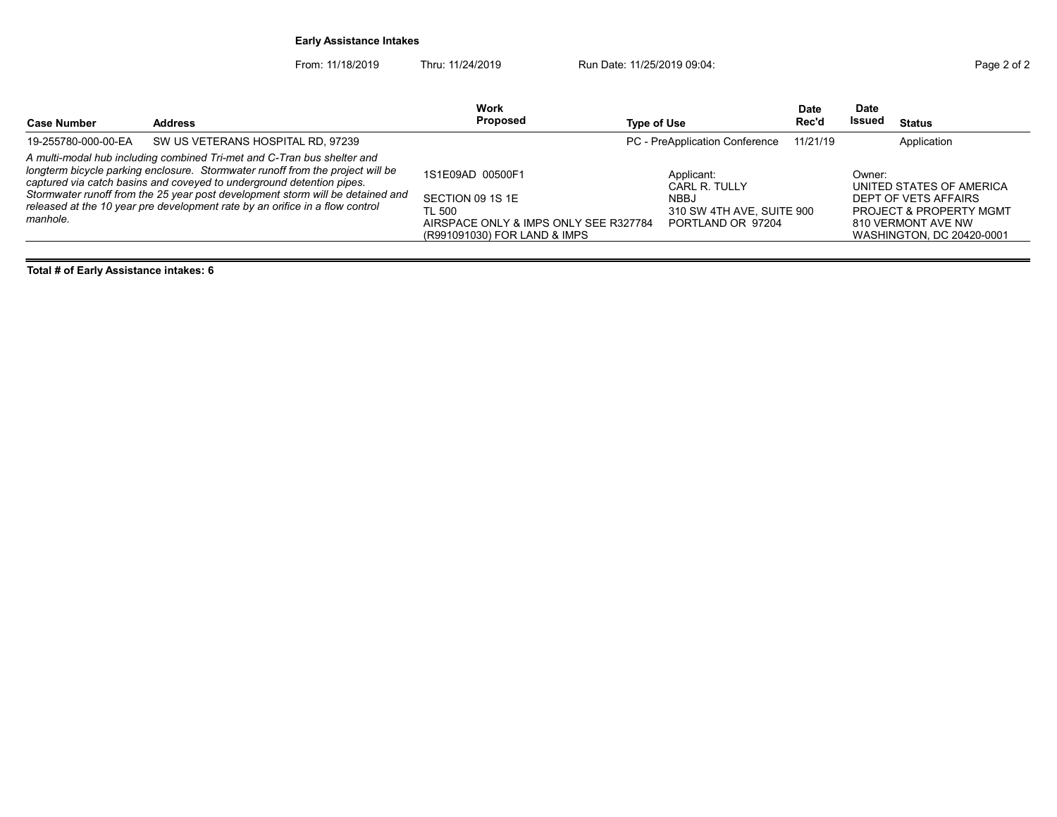**Early Assistance Intakes**

From: 11/18/2019 Thru: 11/24/2019 Run Date: 11/25/2019 09:04:

| Case Number | Address | Work Proposed | Type of Use | Date Rec'd | Date Issued | Status |
|---|---|---|---|---|---|---|
| 19-255780-000-00-EA | SW US VETERANS HOSPITAL RD, 97239 | | PC - PreApplication Conference | 11/21/19 | | Application |

*A multi-modal hub including combined Tri-met and C-Tran bus shelter and longterm bicycle parking enclosure. Stormwater runoff from the project will be captured via catch basins and coveyed to underground detention pipes. Stormwater runoff from the 25 year post development storm will be detained and released at the 10 year pre development rate by an orifice in a flow control manhole.*

1S1E09AD 00500F1

SECTION 09 1S 1E
TL 500
AIRSPACE ONLY & IMPS ONLY SEE R327784 (R991091030) FOR LAND & IMPS

Applicant:
CARL R. TULLY
NBBJ
310 SW 4TH AVE, SUITE 900
PORTLAND OR 97204

Owner:
UNITED STATES OF AMERICA
DEPT OF VETS AFFAIRS
PROJECT & PROPERTY MGMT
810 VERMONT AVE NW
WASHINGTON, DC 20420-0001

**Total # of Early Assistance intakes: 6**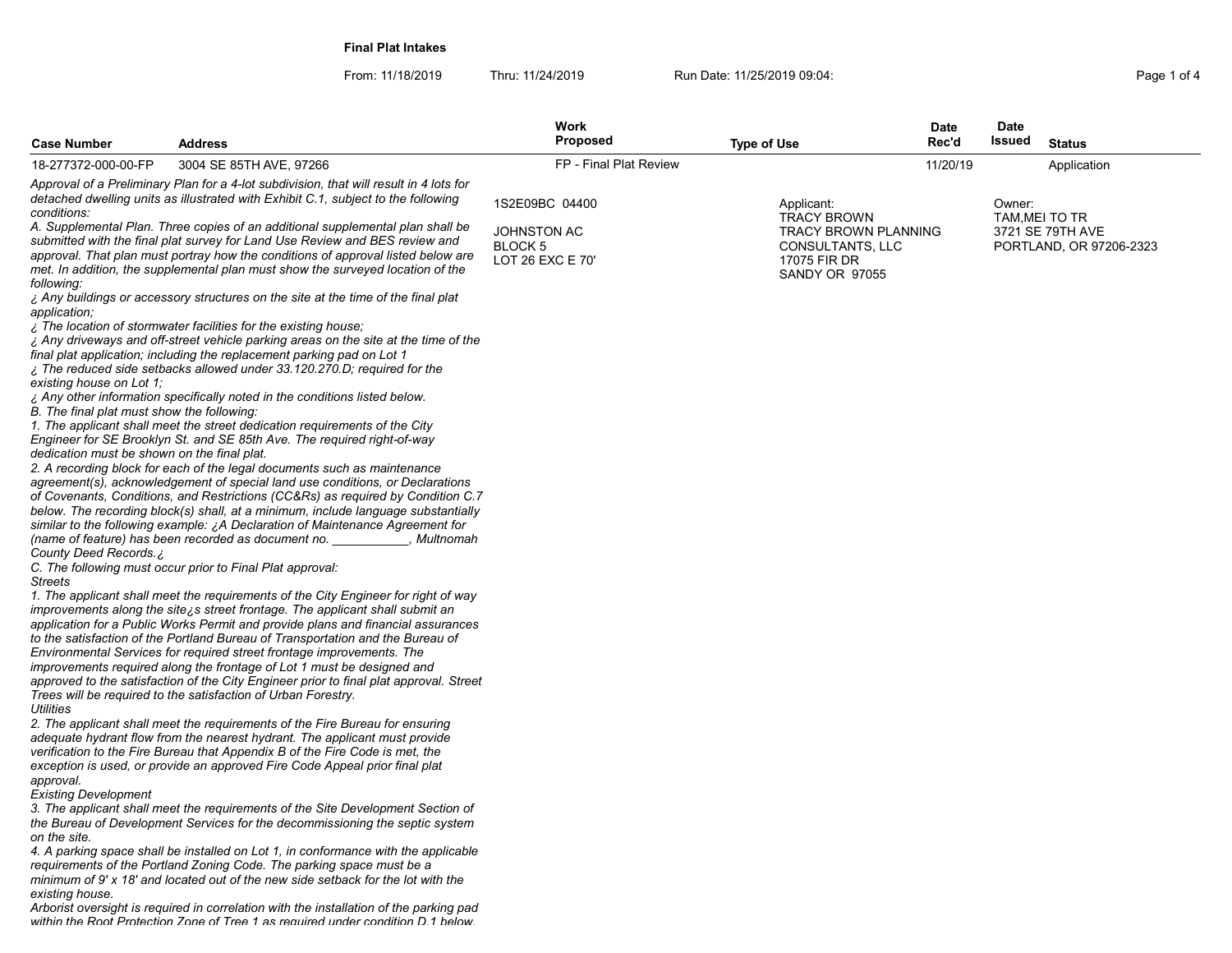**Final Plat Intakes**

From: 11/18/2019 Thru: 11/24/2019 Run Date: 11/25/2019 09:04:

| Case Number | Address | Work Proposed | Type of Use | Date Rec'd | Date Issued | Status |
|---|---|---|---|---|---|---|
| 18-277372-000-00-FP | 3004 SE 85TH AVE, 97266 | FP - Final Plat Review | | 11/20/19 | | Application |

1S2E09BC 04400

JOHNSTON AC
BLOCK 5
LOT 26 EXC E 70'

Applicant:
TRACY BROWN
TRACY BROWN PLANNING CONSULTANTS, LLC
17075 FIR DR
SANDY OR 97055

Owner:
TAM,MEI TO TR
3721 SE 79TH AVE
PORTLAND, OR 97206-2323

*Approval of a Preliminary Plan for a 4-lot subdivision, that will result in 4 lots for detached dwelling units as illustrated with Exhibit C.1, subject to the following conditions:*
*A. Supplemental Plan. Three copies of an additional supplemental plan shall be submitted with the final plat survey for Land Use Review and BES review and approval. That plan must portray how the conditions of approval listed below are met. In addition, the supplemental plan must show the surveyed location of the following:*
*¿ Any buildings or accessory structures on the site at the time of the final plat application;*
*¿ The location of stormwater facilities for the existing house;*
*¿ Any driveways and off-street vehicle parking areas on the site at the time of the final plat application; including the replacement parking pad on Lot 1*
*¿ The reduced side setbacks allowed under 33.120.270.D; required for the existing house on Lot 1;*
*¿ Any other information specifically noted in the conditions listed below.*
*B. The final plat must show the following:*
*1. The applicant shall meet the street dedication requirements of the City Engineer for SE Brooklyn St. and SE 85th Ave. The required right-of-way dedication must be shown on the final plat.*
*2. A recording block for each of the legal documents such as maintenance agreement(s), acknowledgement of special land use conditions, or Declarations of Covenants, Conditions, and Restrictions (CC&Rs) as required by Condition C.7 below. The recording block(s) shall, at a minimum, include language substantially similar to the following example: ¿A Declaration of Maintenance Agreement for (name of feature) has been recorded as document no. ___________, Multnomah County Deed Records.¿*
*C. The following must occur prior to Final Plat approval:*
*Streets*
*1. The applicant shall meet the requirements of the City Engineer for right of way improvements along the site¿s street frontage. The applicant shall submit an application for a Public Works Permit and provide plans and financial assurances to the satisfaction of the Portland Bureau of Transportation and the Bureau of Environmental Services for required street frontage improvements. The improvements required along the frontage of Lot 1 must be designed and approved to the satisfaction of the City Engineer prior to final plat approval. Street Trees will be required to the satisfaction of Urban Forestry.*
*Utilities*
*2. The applicant shall meet the requirements of the Fire Bureau for ensuring adequate hydrant flow from the nearest hydrant. The applicant must provide verification to the Fire Bureau that Appendix B of the Fire Code is met, the exception is used, or provide an approved Fire Code Appeal prior final plat approval.*
*Existing Development*
*3. The applicant shall meet the requirements of the Site Development Section of the Bureau of Development Services for the decommissioning the septic system on the site.*
*4. A parking space shall be installed on Lot 1, in conformance with the applicable requirements of the Portland Zoning Code. The parking space must be a minimum of 9' x 18' and located out of the new side setback for the lot with the existing house.*
*Arborist oversight is required in correlation with the installation of the parking pad within the Root Protection Zone of Tree 1 as required under condition D.1 below.*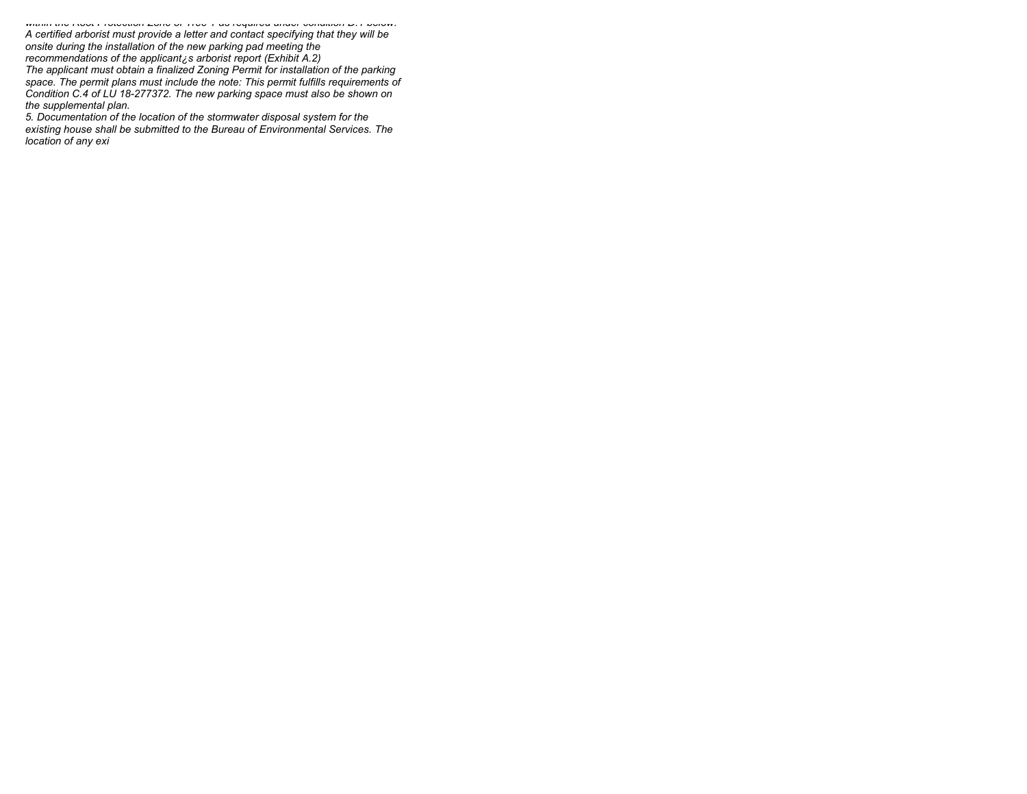*within the Root Protection Zone of Tree 1 as required under condition D.1 below.*
*A certified arborist must provide a letter and contact specifying that they will be onsite during the installation of the new parking pad meeting the recommendations of the applicant¿s arborist report (Exhibit A.2)*
*The applicant must obtain a finalized Zoning Permit for installation of the parking space. The permit plans must include the note: This permit fulfills requirements of Condition C.4 of LU 18-277372. The new parking space must also be shown on the supplemental plan.*
*5. Documentation of the location of the stormwater disposal system for the existing house shall be submitted to the Bureau of Environmental Services. The location of any exi*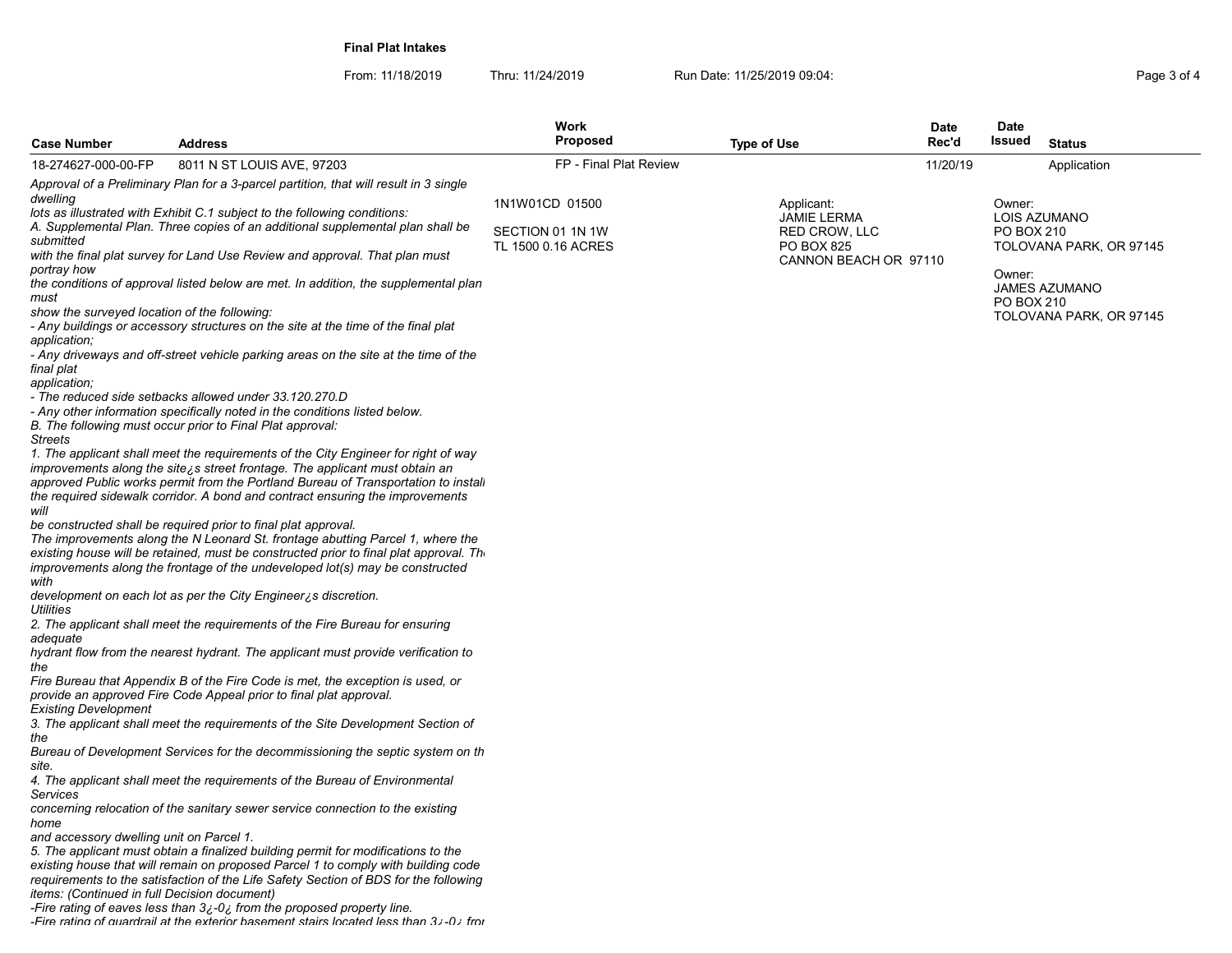**Final Plat Intakes**

From: 11/18/2019 Thru: 11/24/2019 Run Date: 11/25/2019 09:04:

| Case Number | Address | Work Proposed | Type of Use | Date Rec'd | Date Issued | Status |
|---|---|---|---|---|---|---|
| 18-274627-000-00-FP | 8011 N ST LOUIS AVE, 97203 | FP - Final Plat Review | | 11/20/19 | | Application |

*Approval of a Preliminary Plan for a 3-parcel partition, that will result in 3 single dwelling lots as illustrated with Exhibit C.1 subject to the following conditions:*
*A. Supplemental Plan. Three copies of an additional supplemental plan shall be submitted with the final plat survey for Land Use Review and approval. That plan must portray how the conditions of approval listed below are met. In addition, the supplemental plan must show the surveyed location of the following:*
*- Any buildings or accessory structures on the site at the time of the final plat application;*
*- Any driveways and off-street vehicle parking areas on the site at the time of the final plat application;*
*- The reduced side setbacks allowed under 33.120.270.D*
*- Any other information specifically noted in the conditions listed below.*
*B. The following must occur prior to Final Plat approval:*
*Streets*
*1. The applicant shall meet the requirements of the City Engineer for right of way improvements along the site¿s street frontage. The applicant must obtain an approved Public works permit from the Portland Bureau of Transportation to install the required sidewalk corridor. A bond and contract ensuring the improvements will be constructed shall be required prior to final plat approval.*
*The improvements along the N Leonard St. frontage abutting Parcel 1, where the existing house will be retained, must be constructed prior to final plat approval. The improvements along the frontage of the undeveloped lot(s) may be constructed with development on each lot as per the City Engineer¿s discretion.*
*Utilities*
*2. The applicant shall meet the requirements of the Fire Bureau for ensuring adequate hydrant flow from the nearest hydrant. The applicant must provide verification to the Fire Bureau that Appendix B of the Fire Code is met, the exception is used, or provide an approved Fire Code Appeal prior to final plat approval.*
*Existing Development*
*3. The applicant shall meet the requirements of the Site Development Section of the Bureau of Development Services for the decommissioning the septic system on the site.*
*4. The applicant shall meet the requirements of the Bureau of Environmental Services concerning relocation of the sanitary sewer service connection to the existing home and accessory dwelling unit on Parcel 1.*
*5. The applicant must obtain a finalized building permit for modifications to the existing house that will remain on proposed Parcel 1 to comply with building code requirements to the satisfaction of the Life Safety Section of BDS for the following items: (Continued in full Decision document)*
*-Fire rating of eaves less than 3¿-0¿ from the proposed property line.*
*-Fire rating of guardrail at the exterior basement stairs located less than 3¿-0¿ from*

1N1W01CD 01500

SECTION 01 1N 1W
TL 1500 0.16 ACRES

Applicant:
JAMIE LERMA
RED CROW, LLC
PO BOX 825
CANNON BEACH OR 97110

Owner:
LOIS AZUMANO
PO BOX 210
TOLOVANA PARK, OR 97145

Owner:
JAMES AZUMANO
PO BOX 210
TOLOVANA PARK, OR 97145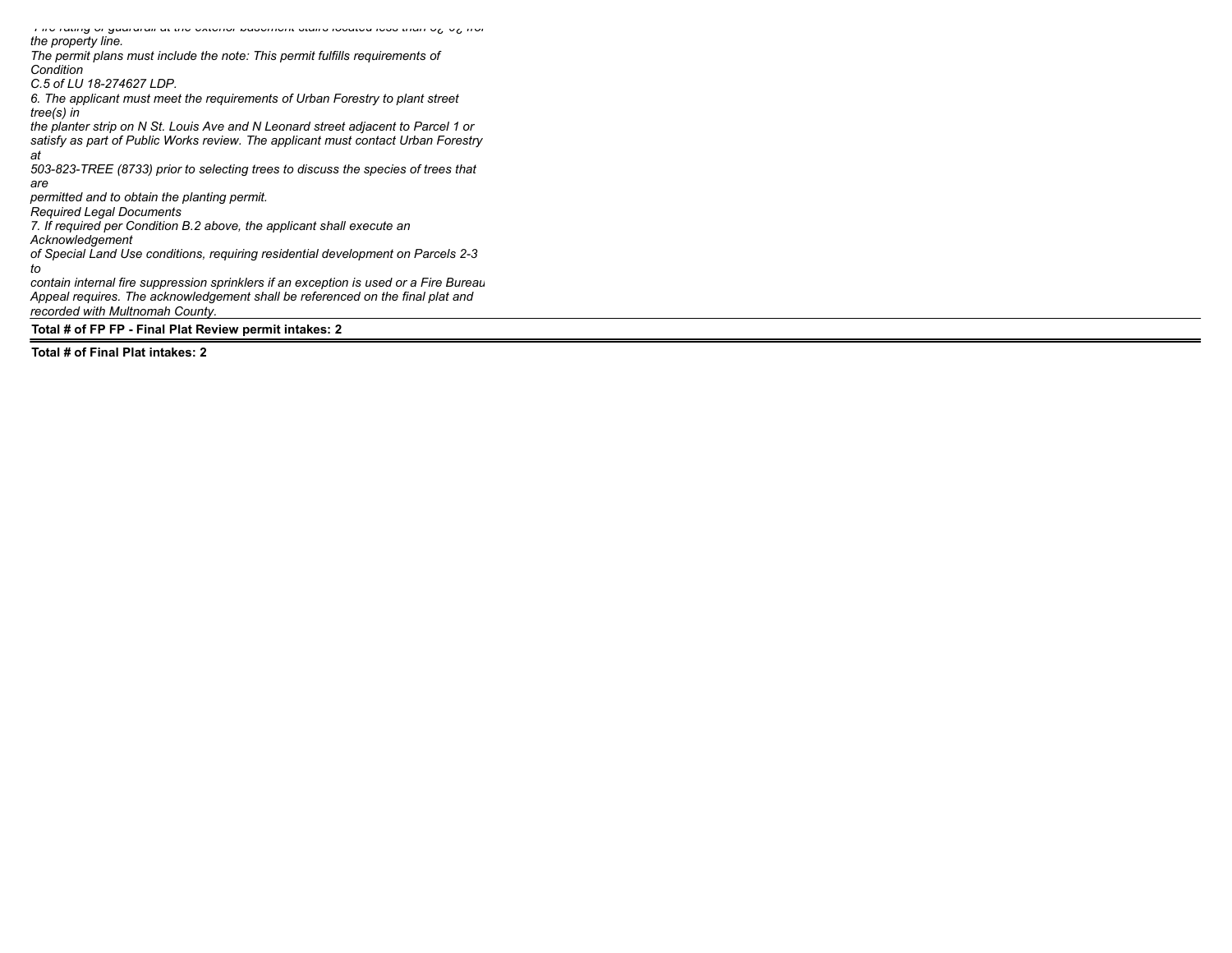*-Fire rating of guardrail at the exterior basement stairs located less than 3¿-0¿ from the property line.*
*The permit plans must include the note: This permit fulfills requirements of Condition*
*C.5 of LU 18-274627 LDP.*
*6. The applicant must meet the requirements of Urban Forestry to plant street tree(s) in*
*the planter strip on N St. Louis Ave and N Leonard street adjacent to Parcel 1 or*
*satisfy as part of Public Works review. The applicant must contact Urban Forestry at*
*503-823-TREE (8733) prior to selecting trees to discuss the species of trees that are*
*permitted and to obtain the planting permit.*
*Required Legal Documents*
*7. If required per Condition B.2 above, the applicant shall execute an Acknowledgement*
*of Special Land Use conditions, requiring residential development on Parcels 2-3 to*
*contain internal fire suppression sprinklers if an exception is used or a Fire Bureau*
*Appeal requires. The acknowledgement shall be referenced on the final plat and*
*recorded with Multnomah County.*

**Total # of FP FP - Final Plat Review permit intakes: 2**

**Total # of Final Plat intakes: 2**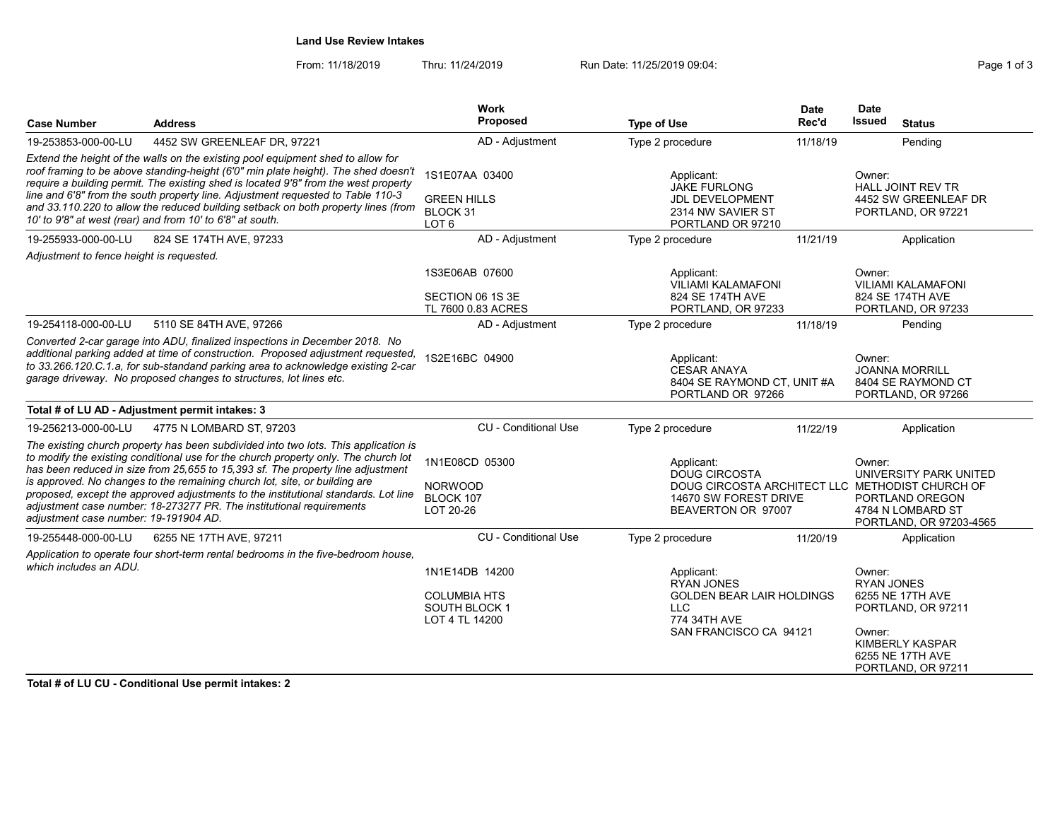**Land Use Review Intakes**

From: 11/18/2019 Thru: 11/24/2019 Run Date: 11/25/2019 09:04:

| Case Number | Address | Work Proposed | Type of Use | Date Rec'd | Date Issued | Status |
|---|---|---|---|---|---|---|
| 19-253853-000-00-LU | 4452 SW GREENLEAF DR, 97221 | AD - Adjustment | Type 2 procedure | 11/18/19 | | Pending |
| *Extend the height of the walls on the existing pool equipment shed to allow for roof framing to be above standing-height (6'0" min plate height). The shed doesn't require a building permit. The existing shed is located 9'8" from the west property line and 6'8" from the south property line. Adjustment requested to Table 110-3 and 33.110.220 to allow the reduced building setback on both property lines (from 10' to 9'8" at west (rear) and from 10' to 6'8" at south.* | | 1S1E07AA 03400<br>GREEN HILLS<br>BLOCK 31<br>LOT 6 | Applicant:<br>JAKE FURLONG<br>JDL DEVELOPMENT<br>2314 NW SAVIER ST<br>PORTLAND OR 97210 | | Owner:<br>HALL JOINT REV TR<br>4452 SW GREENLEAF DR<br>PORTLAND, OR 97221 | |
| 19-255933-000-00-LU | 824 SE 174TH AVE, 97233 | AD - Adjustment | Type 2 procedure | 11/21/19 | | Application |
| *Adjustment to fence height is requested.* | | 1S3E06AB 07600<br>SECTION 06 1S 3E<br>TL 7600 0.83 ACRES | Applicant:<br>VILIAMI KALAMAFONI<br>824 SE 174TH AVE<br>PORTLAND, OR 97233 | | Owner:<br>VILIAMI KALAMAFONI<br>824 SE 174TH AVE<br>PORTLAND, OR 97233 | |
| 19-254118-000-00-LU | 5110 SE 84TH AVE, 97266 | AD - Adjustment | Type 2 procedure | 11/18/19 | | Pending |
| *Converted 2-car garage into ADU, finalized inspections in December 2018. No additional parking added at time of construction. Proposed adjustment requested, to 33.266.120.C.1.a, for sub-standard parking area to acknowledge existing 2-car garage driveway. No proposed changes to structures, lot lines etc.* | | 1S2E16BC 04900 | Applicant:<br>CESAR ANAYA<br>8404 SE RAYMOND CT, UNIT #A<br>PORTLAND OR 97266 | | Owner:<br>JOANNA MORRILL<br>8404 SE RAYMOND CT<br>PORTLAND, OR 97266 | |
| **Total # of LU AD - Adjustment permit intakes: 3** | | | | | | |
| 19-256213-000-00-LU | 4775 N LOMBARD ST, 97203 | CU - Conditional Use | Type 2 procedure | 11/22/19 | | Application |
| *The existing church property has been subdivided into two lots. This application is to modify the existing conditional use for the church property only. The church lot has been reduced in size from 25,655 to 15,393 sf. The property line adjustment is approved. No changes to the remaining church lot, site, or building are proposed, except the approved adjustments to the institutional standards. Lot line adjustment case number: 18-273277 PR. The institutional requirements adjustment case number: 19-191904 AD.* | | 1N1E08CD 05300<br>NORWOOD<br>BLOCK 107<br>LOT 20-26 | Applicant:<br>DOUG CIRCOSTA<br>DOUG CIRCOSTA ARCHITECT LLC<br>14670 SW FOREST DRIVE<br>BEAVERTON OR 97007 | | Owner:<br>UNIVERSITY PARK UNITED METHODIST CHURCH OF PORTLAND OREGON<br>4784 N LOMBARD ST<br>PORTLAND, OR 97203-4565 | |
| 19-255448-000-00-LU | 6255 NE 17TH AVE, 97211 | CU - Conditional Use | Type 2 procedure | 11/20/19 | | Application |
| *Application to operate four short-term rental bedrooms in the five-bedroom house, which includes an ADU.* | | 1N1E14DB 14200<br>COLUMBIA HTS<br>SOUTH BLOCK 1<br>LOT 4 TL 14200 | Applicant:<br>RYAN JONES<br>GOLDEN BEAR LAIR HOLDINGS LLC<br>774 34TH AVE<br>SAN FRANCISCO CA 94121 | | Owner:<br>RYAN JONES<br>6255 NE 17TH AVE<br>PORTLAND, OR 97211<br>Owner:<br>KIMBERLY KASPAR<br>6255 NE 17TH AVE<br>PORTLAND, OR 97211 | |
| **Total # of LU CU - Conditional Use permit intakes: 2** | | | | | | |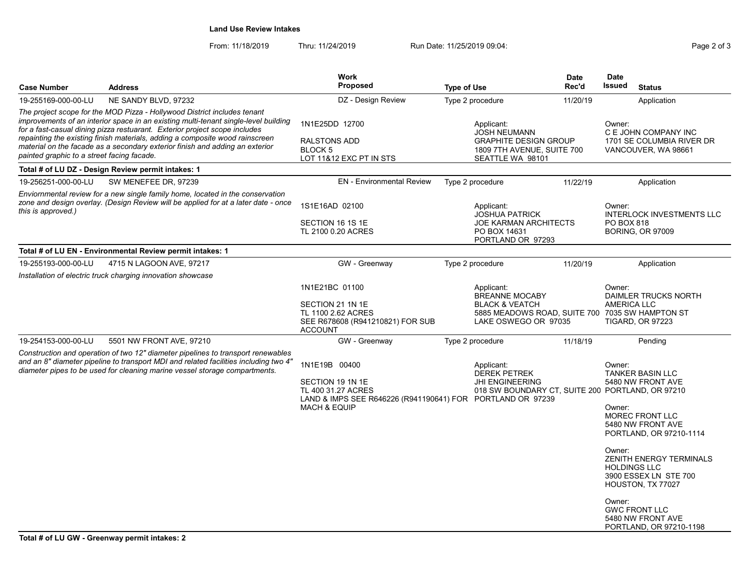**Land Use Review Intakes**

From: 11/18/2019 Thru: 11/24/2019 Run Date: 11/25/2019 09:04:

| Case Number | Address | Work Proposed | Type of Use | Date Rec'd | Date Issued | Status |
|---|---|---|---|---|---|---|
| 19-255169-000-00-LU | NE SANDY BLVD, 97232 | DZ - Design Review | Type 2 procedure | 11/20/19 | | Application |

*The project scope for the MOD Pizza - Hollywood District includes tenant improvements of an interior space in an existing multi-tenant single-level building for a fast-casual dining pizza restuarant. Exterior project scope includes repainting the existing finish materials, adding a composite wood rainscreen material on the facade as a secondary exterior finish and adding an exterior painted graphic to a street facing facade.*

1N1E25DD 12700
RALSTONS ADD
BLOCK 5
LOT 11&12 EXC PT IN STS

Applicant:
JOSH NEUMANN
GRAPHITE DESIGN GROUP
1809 7TH AVENUE, SUITE 700
SEATTLE WA 98101

Owner:
C E JOHN COMPANY INC
1701 SE COLUMBIA RIVER DR
VANCOUVER, WA 98661

**Total # of LU DZ - Design Review permit intakes: 1**

| Case Number | Address | Work Proposed | Type of Use | Date Rec'd | Date Issued | Status |
|---|---|---|---|---|---|---|
| 19-256251-000-00-LU | SW MENEFEE DR, 97239 | EN - Environmental Review | Type 2 procedure | 11/22/19 | | Application |

*Enviornmental review for a new single family home, located in the conservation zone and design overlay. (Design Review will be applied for at a later date - once this is approved.)*

1S1E16AD 02100
SECTION 16 1S 1E
TL 2100 0.20 ACRES

Applicant:
JOSHUA PATRICK
JOE KARMAN ARCHITECTS
PO BOX 14631
PORTLAND OR 97293

Owner:
INTERLOCK INVESTMENTS LLC
PO BOX 818
BORING, OR 97009

**Total # of LU EN - Environmental Review permit intakes: 1**

| Case Number | Address | Work Proposed | Type of Use | Date Rec'd | Date Issued | Status |
|---|---|---|---|---|---|---|
| 19-255193-000-00-LU | 4715 N LAGOON AVE, 97217 | GW - Greenway | Type 2 procedure | 11/20/19 | | Application |

*Installation of electric truck charging innovation showcase*

1N1E21BC 01100
SECTION 21 1N 1E
TL 1100 2.62 ACRES
SEE R678608 (R941210821) FOR SUB ACCOUNT

Applicant:
BREANNE MOCABY
BLACK & VEATCH
5885 MEADOWS ROAD, SUITE 700
LAKE OSWEGO OR 97035

Owner:
DAIMLER TRUCKS NORTH AMERICA LLC
7035 SW HAMPTON ST
TIGARD, OR 97223

| Case Number | Address | Work Proposed | Type of Use | Date Rec'd | Date Issued | Status |
|---|---|---|---|---|---|---|
| 19-254153-000-00-LU | 5501 NW FRONT AVE, 97210 | GW - Greenway | Type 2 procedure | 11/18/19 | | Pending |

*Construction and operation of two 12" diameter pipelines to transport renewables and an 8" diameter pipeline to transport MDI and related facilities including two 4" diameter pipes to be used for cleaning marine vessel storage compartments.*

1N1E19B 00400
SECTION 19 1N 1E
TL 400 31.27 ACRES
LAND & IMPS SEE R646226 (R941190641) FOR MACH & EQUIP

Applicant:
DEREK PETREK
JHI ENGINEERING
018 SW BOUNDARY CT, SUITE 200
PORTLAND OR 97239

Owner:
TANKER BASIN LLC
5480 NW FRONT AVE
PORTLAND, OR 97210

Owner:
MOREC FRONT LLC
5480 NW FRONT AVE
PORTLAND, OR 97210-1114

Owner:
ZENITH ENERGY TERMINALS HOLDINGS LLC
3900 ESSEX LN STE 700
HOUSTON, TX 77027

Owner:
GWC FRONT LLC
5480 NW FRONT AVE
PORTLAND, OR 97210-1198

**Total # of LU GW - Greenway permit intakes: 2**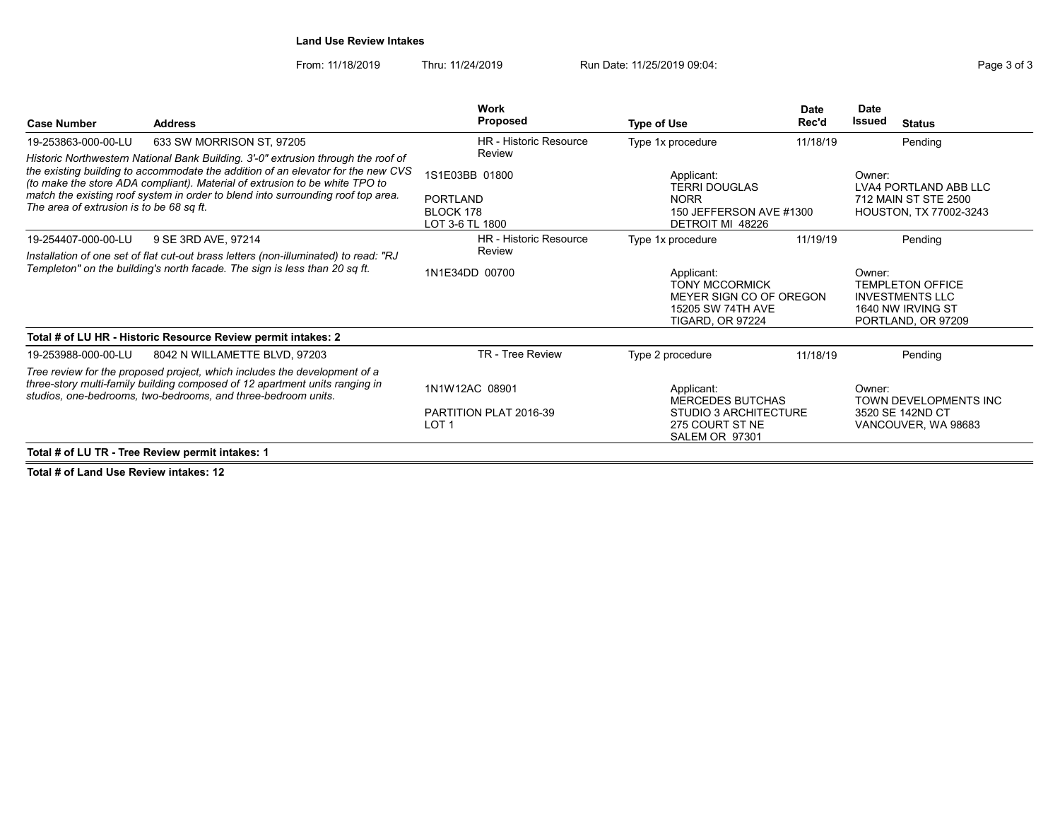**Land Use Review Intakes**

From: 11/18/2019 Thru: 11/24/2019 Run Date: 11/25/2019 09:04:

| Case Number | Address | Work Proposed | Type of Use | Date Rec'd | Date Issued | Status |
|---|---|---|---|---|---|---|
| 19-253863-000-00-LU | 633 SW MORRISON ST, 97205 | HR - Historic Resource Review | Type 1x procedure | 11/18/19 | | Pending |
| *Historic Northwestern National Bank Building. 3'-0" extrusion through the roof of the existing building to accommodate the addition of an elevator for the new CVS (to make the store ADA compliant). Material of extrusion to be white TPO to match the existing roof system in order to blend into surrounding roof top area. The area of extrusion is to be 68 sq ft.* | | 1S1E03BB 01800<br>PORTLAND<br>BLOCK 178<br>LOT 3-6 TL 1800 | Applicant:<br>TERRI DOUGLAS<br>NORR<br>150 JEFFERSON AVE #1300<br>DETROIT MI 48226 | | Owner:<br>LVA4 PORTLAND ABB LLC<br>712 MAIN ST STE 2500<br>HOUSTON, TX 77002-3243 | |
| 19-254407-000-00-LU | 9 SE 3RD AVE, 97214 | HR - Historic Resource Review | Type 1x procedure | 11/19/19 | | Pending |
| *Installation of one set of flat cut-out brass letters (non-illuminated) to read: "RJ Templeton" on the building's north facade. The sign is less than 20 sq ft.* | | 1N1E34DD 00700 | Applicant:<br>TONY MCCORMICK<br>MEYER SIGN CO OF OREGON<br>15205 SW 74TH AVE<br>TIGARD, OR 97224 | | Owner:<br>TEMPLETON OFFICE INVESTMENTS LLC<br>1640 NW IRVING ST<br>PORTLAND, OR 97209 | |
| **Total # of LU HR - Historic Resource Review permit intakes: 2** | | | | | | |
| 19-253988-000-00-LU | 8042 N WILLAMETTE BLVD, 97203 | TR - Tree Review | Type 2 procedure | 11/18/19 | | Pending |
| *Tree review for the proposed project, which includes the development of a three-story multi-family building composed of 12 apartment units ranging in studios, one-bedrooms, two-bedrooms, and three-bedroom units.* | | 1N1W12AC 08901<br>PARTITION PLAT 2016-39<br>LOT 1 | Applicant:<br>MERCEDES BUTCHAS<br>STUDIO 3 ARCHITECTURE<br>275 COURT ST NE<br>SALEM OR 97301 | | Owner:<br>TOWN DEVELOPMENTS INC<br>3520 SE 142ND CT<br>VANCOUVER, WA 98683 | |
| **Total # of LU TR - Tree Review permit intakes: 1** | | | | | | |

**Total # of Land Use Review intakes: 12**